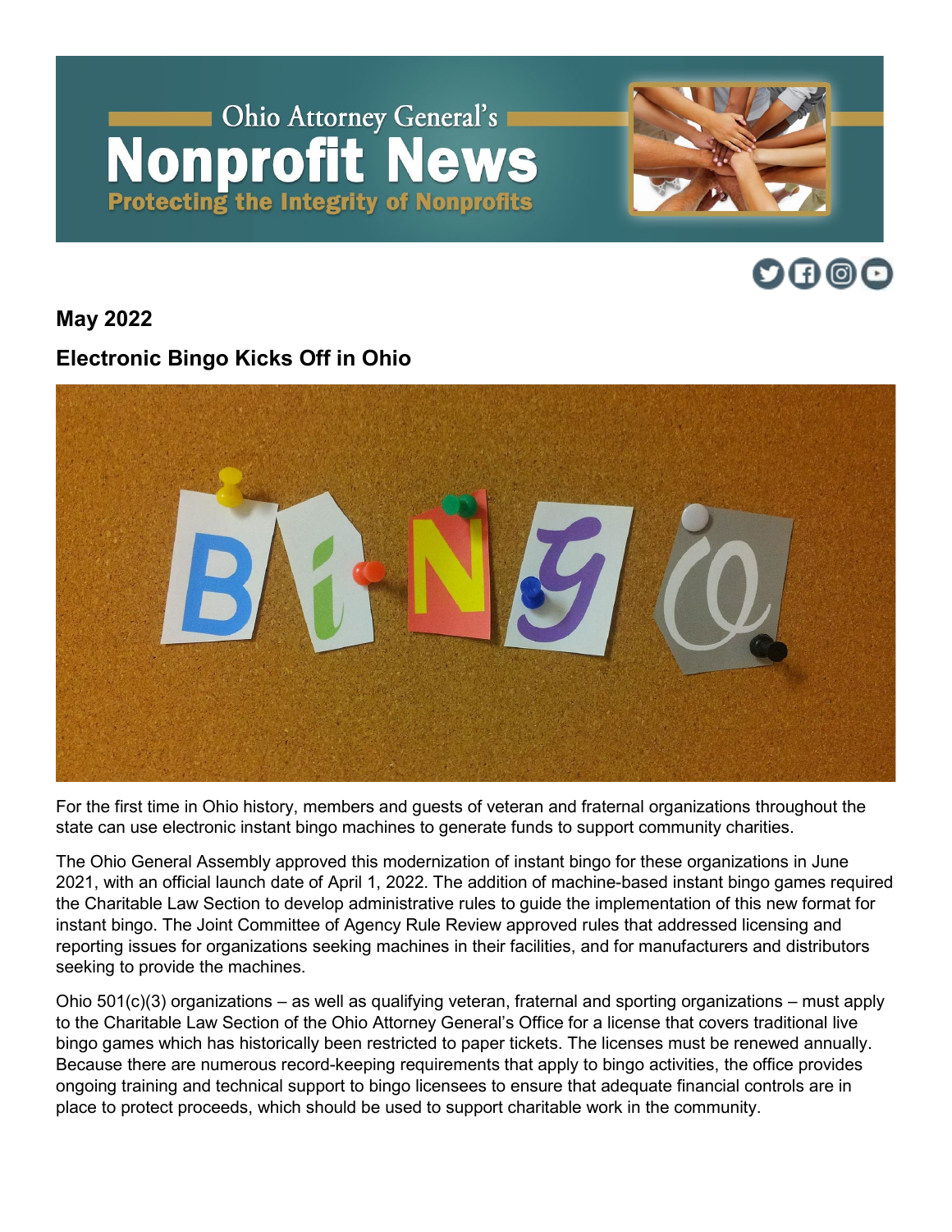# Ohio Attorney General's Nonprofit News

**Protecting the Integrity of Nonprofits**

## May 2022

## Electronic Bingo Kicks Off in Ohio

For the first time in Ohio history, members and guests of veteran and fraternal organizations throughout the state can use electronic instant bingo machines to generate funds to support community charities.

The Ohio General Assembly approved this modernization of instant bingo for these organizations in June 2021, with an official launch date of April 1, 2022. The addition of machine-based instant bingo games required the Charitable Law Section to develop administrative rules to guide the implementation of this new format for instant bingo. The Joint Committee of Agency Rule Review approved rules that addressed licensing and reporting issues for organizations seeking machines in their facilities, and for manufacturers and distributors seeking to provide the machines.

Ohio 501(c)(3) organizations – as well as qualifying veteran, fraternal and sporting organizations – must apply to the Charitable Law Section of the Ohio Attorney General's Office for a license that covers traditional live bingo games which has historically been restricted to paper tickets. The licenses must be renewed annually. Because there are numerous record-keeping requirements that apply to bingo activities, the office provides ongoing training and technical support to bingo licensees to ensure that adequate financial controls are in place to protect proceeds, which should be used to support charitable work in the community.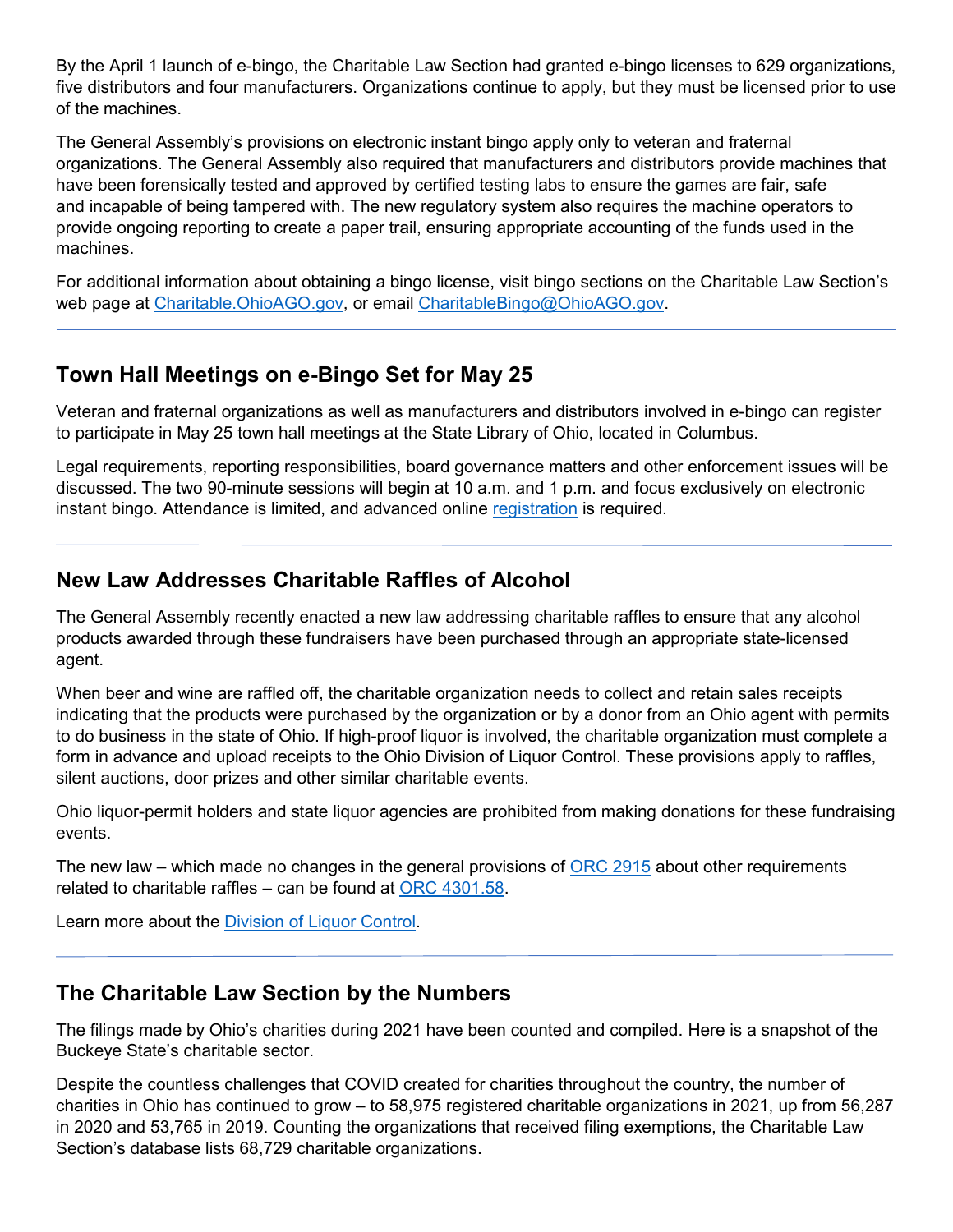By the April 1 launch of e-bingo, the Charitable Law Section had granted e-bingo licenses to 629 organizations, five distributors and four manufacturers. Organizations continue to apply, but they must be licensed prior to use of the machines.

The General Assembly's provisions on electronic instant bingo apply only to veteran and fraternal organizations. The General Assembly also required that manufacturers and distributors provide machines that have been forensically tested and approved by certified testing labs to ensure the games are fair, safe and incapable of being tampered with. The new regulatory system also requires the machine operators to provide ongoing reporting to create a paper trail, ensuring appropriate accounting of the funds used in the machines.

For additional information about obtaining a bingo license, visit bingo sections on the Charitable Law Section's web page at [Charitable.OhioAGO.gov](Charitable.OhioAGO.gov), or email [CharitableBingo@OhioAGO.gov](mailto:CharitableBingo@OhioAGO.gov).

---

## Town Hall Meetings on e-Bingo Set for May 25

Veteran and fraternal organizations as well as manufacturers and distributors involved in e-bingo can register to participate in May 25 town hall meetings at the State Library of Ohio, located in Columbus.

Legal requirements, reporting responsibilities, board governance matters and other enforcement issues will be discussed. The two 90-minute sessions will begin at 10 a.m. and 1 p.m. and focus exclusively on electronic instant bingo. Attendance is limited, and advanced online registration is required.

---

## New Law Addresses Charitable Raffles of Alcohol

The General Assembly recently enacted a new law addressing charitable raffles to ensure that any alcohol products awarded through these fundraisers have been purchased through an appropriate state-licensed agent.

When beer and wine are raffled off, the charitable organization needs to collect and retain sales receipts indicating that the products were purchased by the organization or by a donor from an Ohio agent with permits to do business in the state of Ohio. If high-proof liquor is involved, the charitable organization must complete a form in advance and upload receipts to the Ohio Division of Liquor Control. These provisions apply to raffles, silent auctions, door prizes and other similar charitable events.

Ohio liquor-permit holders and state liquor agencies are prohibited from making donations for these fundraising events.

The new law – which made no changes in the general provisions of ORC 2915 about other requirements related to charitable raffles – can be found at ORC 4301.58.

Learn more about the Division of Liquor Control.

---

## The Charitable Law Section by the Numbers

The filings made by Ohio's charities during 2021 have been counted and compiled. Here is a snapshot of the Buckeye State's charitable sector.

Despite the countless challenges that COVID created for charities throughout the country, the number of charities in Ohio has continued to grow – to 58,975 registered charitable organizations in 2021, up from 56,287 in 2020 and 53,765 in 2019. Counting the organizations that received filing exemptions, the Charitable Law Section's database lists 68,729 charitable organizations.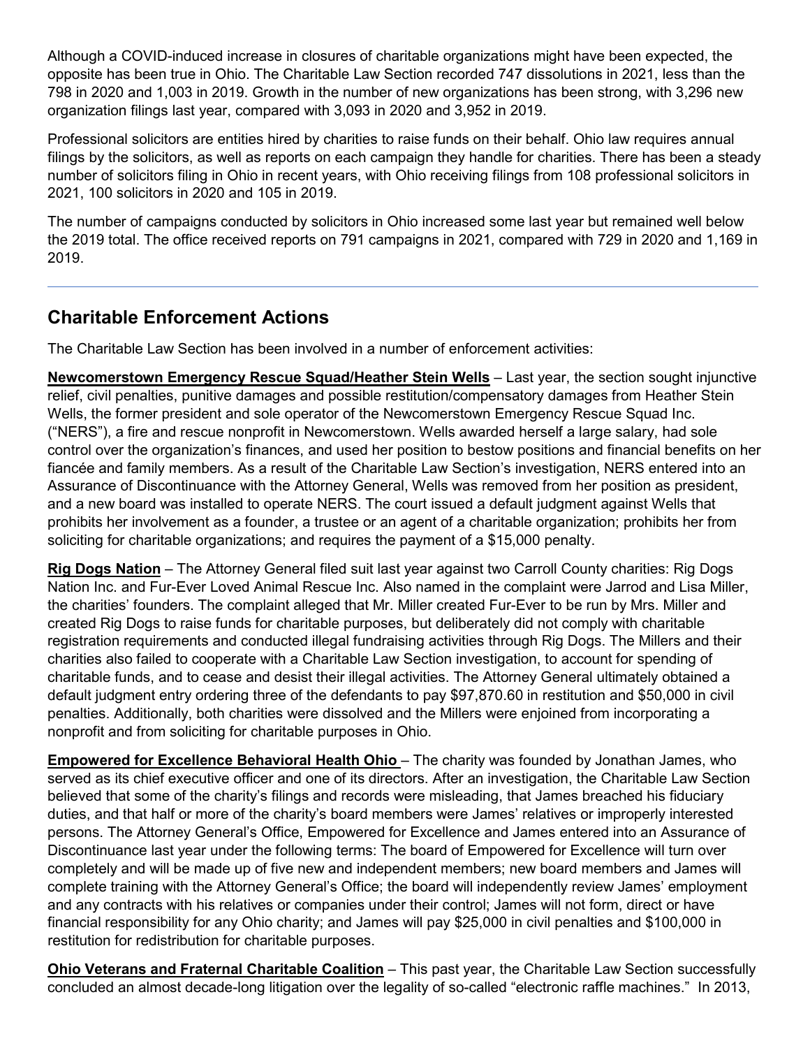Although a COVID-induced increase in closures of charitable organizations might have been expected, the opposite has been true in Ohio. The Charitable Law Section recorded 747 dissolutions in 2021, less than the 798 in 2020 and 1,003 in 2019. Growth in the number of new organizations has been strong, with 3,296 new organization filings last year, compared with 3,093 in 2020 and 3,952 in 2019.

Professional solicitors are entities hired by charities to raise funds on their behalf. Ohio law requires annual filings by the solicitors, as well as reports on each campaign they handle for charities. There has been a steady number of solicitors filing in Ohio in recent years, with Ohio receiving filings from 108 professional solicitors in 2021, 100 solicitors in 2020 and 105 in 2019.

The number of campaigns conducted by solicitors in Ohio increased some last year but remained well below the 2019 total. The office received reports on 791 campaigns in 2021, compared with 729 in 2020 and 1,169 in 2019.

---

## Charitable Enforcement Actions

The Charitable Law Section has been involved in a number of enforcement activities:

**Newcomerstown Emergency Rescue Squad/Heather Stein Wells** – Last year, the section sought injunctive relief, civil penalties, punitive damages and possible restitution/compensatory damages from Heather Stein Wells, the former president and sole operator of the Newcomerstown Emergency Rescue Squad Inc. ("NERS"), a fire and rescue nonprofit in Newcomerstown. Wells awarded herself a large salary, had sole control over the organization's finances, and used her position to bestow positions and financial benefits on her fiancée and family members. As a result of the Charitable Law Section's investigation, NERS entered into an Assurance of Discontinuance with the Attorney General, Wells was removed from her position as president, and a new board was installed to operate NERS. The court issued a default judgment against Wells that prohibits her involvement as a founder, a trustee or an agent of a charitable organization; prohibits her from soliciting for charitable organizations; and requires the payment of a $15,000 penalty.

**Rig Dogs Nation** – The Attorney General filed suit last year against two Carroll County charities: Rig Dogs Nation Inc. and Fur-Ever Loved Animal Rescue Inc. Also named in the complaint were Jarrod and Lisa Miller, the charities' founders. The complaint alleged that Mr. Miller created Fur-Ever to be run by Mrs. Miller and created Rig Dogs to raise funds for charitable purposes, but deliberately did not comply with charitable registration requirements and conducted illegal fundraising activities through Rig Dogs. The Millers and their charities also failed to cooperate with a Charitable Law Section investigation, to account for spending of charitable funds, and to cease and desist their illegal activities. The Attorney General ultimately obtained a default judgment entry ordering three of the defendants to pay $97,870.60 in restitution and $50,000 in civil penalties. Additionally, both charities were dissolved and the Millers were enjoined from incorporating a nonprofit and from soliciting for charitable purposes in Ohio.

**Empowered for Excellence Behavioral Health Ohio** – The charity was founded by Jonathan James, who served as its chief executive officer and one of its directors. After an investigation, the Charitable Law Section believed that some of the charity's filings and records were misleading, that James breached his fiduciary duties, and that half or more of the charity's board members were James' relatives or improperly interested persons. The Attorney General's Office, Empowered for Excellence and James entered into an Assurance of Discontinuance last year under the following terms: The board of Empowered for Excellence will turn over completely and will be made up of five new and independent members; new board members and James will complete training with the Attorney General's Office; the board will independently review James' employment and any contracts with his relatives or companies under their control; James will not form, direct or have financial responsibility for any Ohio charity; and James will pay $25,000 in civil penalties and $100,000 in restitution for redistribution for charitable purposes.

**Ohio Veterans and Fraternal Charitable Coalition** – This past year, the Charitable Law Section successfully concluded an almost decade-long litigation over the legality of so-called "electronic raffle machines." In 2013,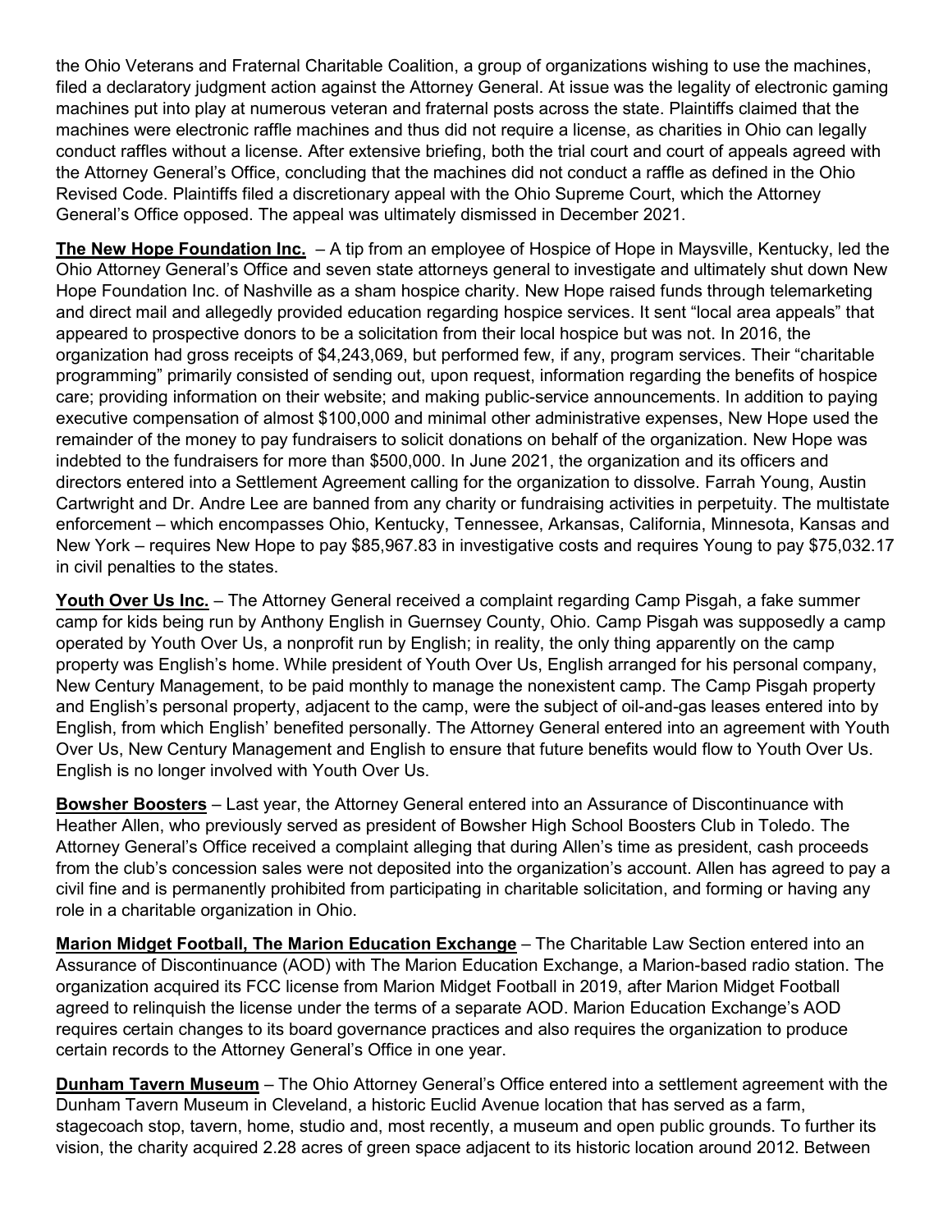the Ohio Veterans and Fraternal Charitable Coalition, a group of organizations wishing to use the machines, filed a declaratory judgment action against the Attorney General. At issue was the legality of electronic gaming machines put into play at numerous veteran and fraternal posts across the state. Plaintiffs claimed that the machines were electronic raffle machines and thus did not require a license, as charities in Ohio can legally conduct raffles without a license. After extensive briefing, both the trial court and court of appeals agreed with the Attorney General's Office, concluding that the machines did not conduct a raffle as defined in the Ohio Revised Code. Plaintiffs filed a discretionary appeal with the Ohio Supreme Court, which the Attorney General's Office opposed. The appeal was ultimately dismissed in December 2021.

**The New Hope Foundation Inc.** – A tip from an employee of Hospice of Hope in Maysville, Kentucky, led the Ohio Attorney General's Office and seven state attorneys general to investigate and ultimately shut down New Hope Foundation Inc. of Nashville as a sham hospice charity. New Hope raised funds through telemarketing and direct mail and allegedly provided education regarding hospice services. It sent "local area appeals" that appeared to prospective donors to be a solicitation from their local hospice but was not. In 2016, the organization had gross receipts of $4,243,069, but performed few, if any, program services. Their "charitable programming" primarily consisted of sending out, upon request, information regarding the benefits of hospice care; providing information on their website; and making public-service announcements. In addition to paying executive compensation of almost $100,000 and minimal other administrative expenses, New Hope used the remainder of the money to pay fundraisers to solicit donations on behalf of the organization. New Hope was indebted to the fundraisers for more than $500,000. In June 2021, the organization and its officers and directors entered into a Settlement Agreement calling for the organization to dissolve. Farrah Young, Austin Cartwright and Dr. Andre Lee are banned from any charity or fundraising activities in perpetuity. The multistate enforcement – which encompasses Ohio, Kentucky, Tennessee, Arkansas, California, Minnesota, Kansas and New York – requires New Hope to pay $85,967.83 in investigative costs and requires Young to pay $75,032.17 in civil penalties to the states.

**Youth Over Us Inc.** – The Attorney General received a complaint regarding Camp Pisgah, a fake summer camp for kids being run by Anthony English in Guernsey County, Ohio. Camp Pisgah was supposedly a camp operated by Youth Over Us, a nonprofit run by English; in reality, the only thing apparently on the camp property was English's home. While president of Youth Over Us, English arranged for his personal company, New Century Management, to be paid monthly to manage the nonexistent camp. The Camp Pisgah property and English's personal property, adjacent to the camp, were the subject of oil-and-gas leases entered into by English, from which English' benefited personally. The Attorney General entered into an agreement with Youth Over Us, New Century Management and English to ensure that future benefits would flow to Youth Over Us. English is no longer involved with Youth Over Us.

**Bowsher Boosters** – Last year, the Attorney General entered into an Assurance of Discontinuance with Heather Allen, who previously served as president of Bowsher High School Boosters Club in Toledo. The Attorney General's Office received a complaint alleging that during Allen's time as president, cash proceeds from the club's concession sales were not deposited into the organization's account. Allen has agreed to pay a civil fine and is permanently prohibited from participating in charitable solicitation, and forming or having any role in a charitable organization in Ohio.

**Marion Midget Football, The Marion Education Exchange** – The Charitable Law Section entered into an Assurance of Discontinuance (AOD) with The Marion Education Exchange, a Marion-based radio station. The organization acquired its FCC license from Marion Midget Football in 2019, after Marion Midget Football agreed to relinquish the license under the terms of a separate AOD. Marion Education Exchange's AOD requires certain changes to its board governance practices and also requires the organization to produce certain records to the Attorney General's Office in one year.

**Dunham Tavern Museum** – The Ohio Attorney General's Office entered into a settlement agreement with the Dunham Tavern Museum in Cleveland, a historic Euclid Avenue location that has served as a farm, stagecoach stop, tavern, home, studio and, most recently, a museum and open public grounds. To further its vision, the charity acquired 2.28 acres of green space adjacent to its historic location around 2012. Between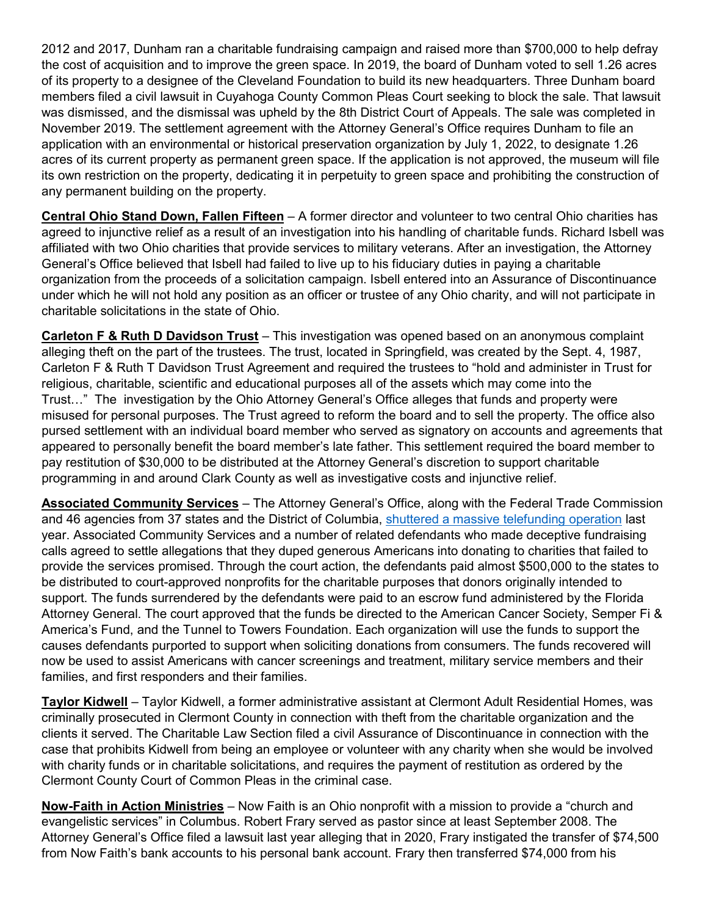2012 and 2017, Dunham ran a charitable fundraising campaign and raised more than $700,000 to help defray the cost of acquisition and to improve the green space. In 2019, the board of Dunham voted to sell 1.26 acres of its property to a designee of the Cleveland Foundation to build its new headquarters. Three Dunham board members filed a civil lawsuit in Cuyahoga County Common Pleas Court seeking to block the sale. That lawsuit was dismissed, and the dismissal was upheld by the 8th District Court of Appeals. The sale was completed in November 2019. The settlement agreement with the Attorney General's Office requires Dunham to file an application with an environmental or historical preservation organization by July 1, 2022, to designate 1.26 acres of its current property as permanent green space. If the application is not approved, the museum will file its own restriction on the property, dedicating it in perpetuity to green space and prohibiting the construction of any permanent building on the property.

**Central Ohio Stand Down, Fallen Fifteen** – A former director and volunteer to two central Ohio charities has agreed to injunctive relief as a result of an investigation into his handling of charitable funds. Richard Isbell was affiliated with two Ohio charities that provide services to military veterans. After an investigation, the Attorney General's Office believed that Isbell had failed to live up to his fiduciary duties in paying a charitable organization from the proceeds of a solicitation campaign. Isbell entered into an Assurance of Discontinuance under which he will not hold any position as an officer or trustee of any Ohio charity, and will not participate in charitable solicitations in the state of Ohio.

**Carleton F & Ruth D Davidson Trust** – This investigation was opened based on an anonymous complaint alleging theft on the part of the trustees. The trust, located in Springfield, was created by the Sept. 4, 1987, Carleton F & Ruth T Davidson Trust Agreement and required the trustees to "hold and administer in Trust for religious, charitable, scientific and educational purposes all of the assets which may come into the Trust…" The investigation by the Ohio Attorney General's Office alleges that funds and property were misused for personal purposes. The Trust agreed to reform the board and to sell the property. The office also pursed settlement with an individual board member who served as signatory on accounts and agreements that appeared to personally benefit the board member's late father. This settlement required the board member to pay restitution of $30,000 to be distributed at the Attorney General's discretion to support charitable programming in and around Clark County as well as investigative costs and injunctive relief.

**Associated Community Services** – The Attorney General's Office, along with the Federal Trade Commission and 46 agencies from 37 states and the District of Columbia, shuttered a massive telefunding operation last year. Associated Community Services and a number of related defendants who made deceptive fundraising calls agreed to settle allegations that they duped generous Americans into donating to charities that failed to provide the services promised. Through the court action, the defendants paid almost $500,000 to the states to be distributed to court-approved nonprofits for the charitable purposes that donors originally intended to support. The funds surrendered by the defendants were paid to an escrow fund administered by the Florida Attorney General. The court approved that the funds be directed to the American Cancer Society, Semper Fi & America's Fund, and the Tunnel to Towers Foundation. Each organization will use the funds to support the causes defendants purported to support when soliciting donations from consumers. The funds recovered will now be used to assist Americans with cancer screenings and treatment, military service members and their families, and first responders and their families.

**Taylor Kidwell** – Taylor Kidwell, a former administrative assistant at Clermont Adult Residential Homes, was criminally prosecuted in Clermont County in connection with theft from the charitable organization and the clients it served. The Charitable Law Section filed a civil Assurance of Discontinuance in connection with the case that prohibits Kidwell from being an employee or volunteer with any charity when she would be involved with charity funds or in charitable solicitations, and requires the payment of restitution as ordered by the Clermont County Court of Common Pleas in the criminal case.

**Now-Faith in Action Ministries** – Now Faith is an Ohio nonprofit with a mission to provide a "church and evangelistic services" in Columbus. Robert Frary served as pastor since at least September 2008. The Attorney General's Office filed a lawsuit last year alleging that in 2020, Frary instigated the transfer of $74,500 from Now Faith's bank accounts to his personal bank account. Frary then transferred $74,000 from his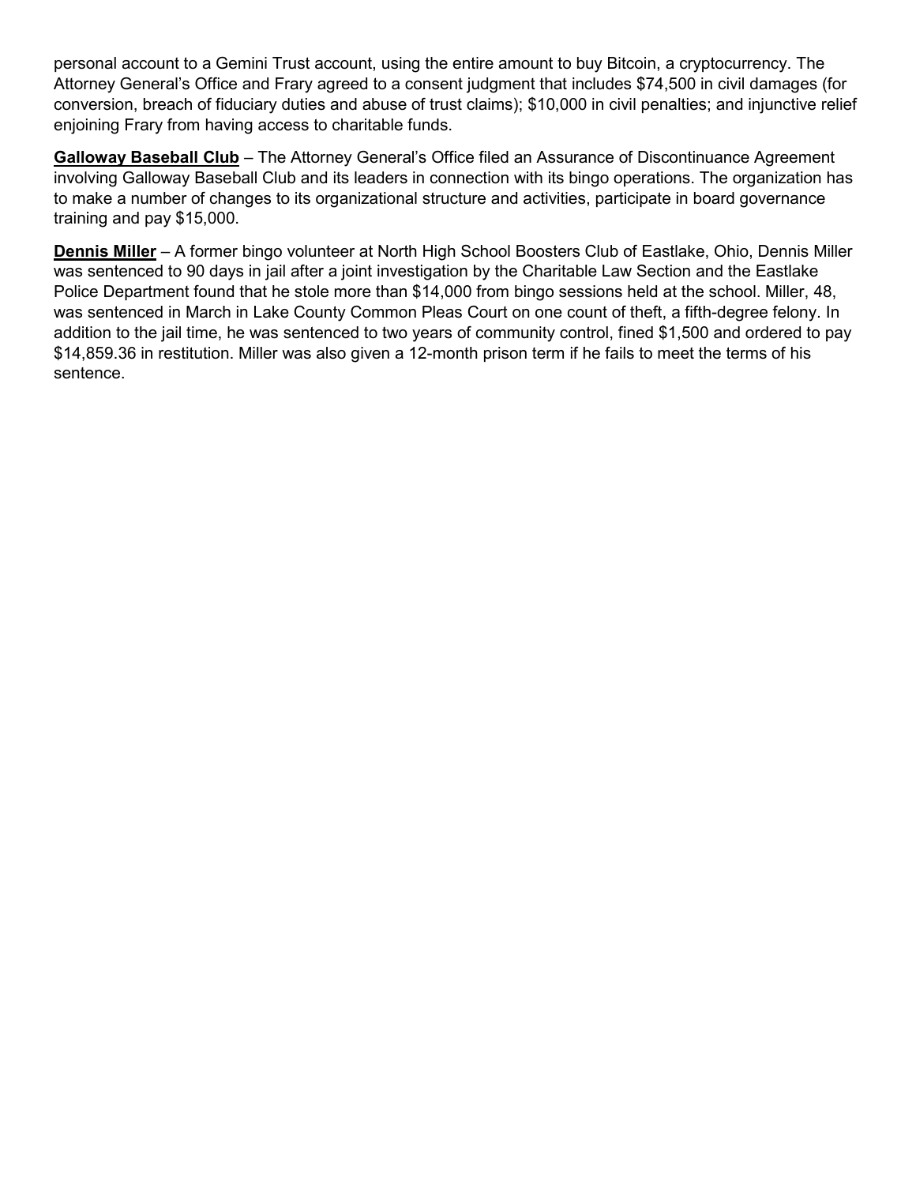personal account to a Gemini Trust account, using the entire amount to buy Bitcoin, a cryptocurrency. The Attorney General's Office and Frary agreed to a consent judgment that includes $74,500 in civil damages (for conversion, breach of fiduciary duties and abuse of trust claims); $10,000 in civil penalties; and injunctive relief enjoining Frary from having access to charitable funds.

**Galloway Baseball Club** – The Attorney General's Office filed an Assurance of Discontinuance Agreement involving Galloway Baseball Club and its leaders in connection with its bingo operations. The organization has to make a number of changes to its organizational structure and activities, participate in board governance training and pay $15,000.

**Dennis Miller** – A former bingo volunteer at North High School Boosters Club of Eastlake, Ohio, Dennis Miller was sentenced to 90 days in jail after a joint investigation by the Charitable Law Section and the Eastlake Police Department found that he stole more than $14,000 from bingo sessions held at the school. Miller, 48, was sentenced in March in Lake County Common Pleas Court on one count of theft, a fifth-degree felony. In addition to the jail time, he was sentenced to two years of community control, fined $1,500 and ordered to pay $14,859.36 in restitution. Miller was also given a 12-month prison term if he fails to meet the terms of his sentence.